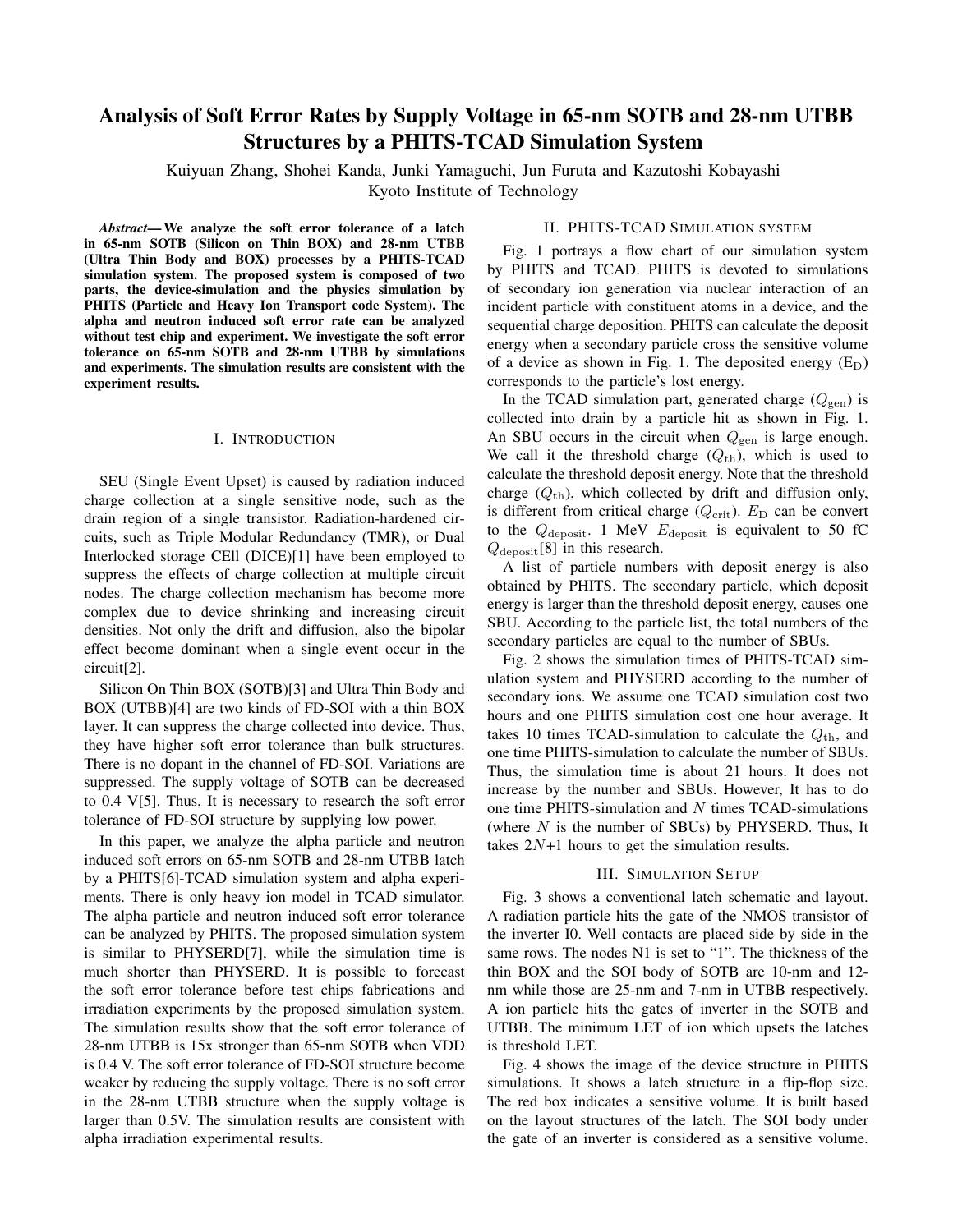# Analysis of Soft Error Rates by Supply Voltage in 65-nm SOTB and 28-nm UTBB Structures by a PHITS-TCAD Simulation System

Kuiyuan Zhang, Shohei Kanda, Junki Yamaguchi, Jun Furuta and Kazutoshi Kobayashi
Kyoto Institute of Technology

***Abstract*— We analyze the soft error tolerance of a latch in 65-nm SOTB (Silicon on Thin BOX) and 28-nm UTBB (Ultra Thin Body and BOX) processes by a PHITS-TCAD simulation system. The proposed system is composed of two parts, the device-simulation and the physics simulation by PHITS (Particle and Heavy Ion Transport code System). The alpha and neutron induced soft error rate can be analyzed without test chip and experiment. We investigate the soft error tolerance on 65-nm SOTB and 28-nm UTBB by simulations and experiments. The simulation results are consistent with the experiment results.**

## I. Introduction

SEU (Single Event Upset) is caused by radiation induced charge collection at a single sensitive node, such as the drain region of a single transistor. Radiation-hardened circuits, such as Triple Modular Redundancy (TMR), or Dual Interlocked storage CEll (DICE)[1] have been employed to suppress the effects of charge collection at multiple circuit nodes. The charge collection mechanism has become more complex due to device shrinking and increasing circuit densities. Not only the drift and diffusion, also the bipolar effect become dominant when a single event occur in the circuit[2].

Silicon On Thin BOX (SOTB)[3] and Ultra Thin Body and BOX (UTBB)[4] are two kinds of FD-SOI with a thin BOX layer. It can suppress the charge collected into device. Thus, they have higher soft error tolerance than bulk structures. There is no dopant in the channel of FD-SOI. Variations are suppressed. The supply voltage of SOTB can be decreased to 0.4 V[5]. Thus, It is necessary to research the soft error tolerance of FD-SOI structure by supplying low power.

In this paper, we analyze the alpha particle and neutron induced soft errors on 65-nm SOTB and 28-nm UTBB latch by a PHITS[6]-TCAD simulation system and alpha experiments. There is only heavy ion model in TCAD simulator. The alpha particle and neutron induced soft error tolerance can be analyzed by PHITS. The proposed simulation system is similar to PHYSERD[7], while the simulation time is much shorter than PHYSERD. It is possible to forecast the soft error tolerance before test chips fabrications and irradiation experiments by the proposed simulation system. The simulation results show that the soft error tolerance of 28-nm UTBB is 15x stronger than 65-nm SOTB when VDD is 0.4 V. The soft error tolerance of FD-SOI structure become weaker by reducing the supply voltage. There is no soft error in the 28-nm UTBB structure when the supply voltage is larger than 0.5V. The simulation results are consistent with alpha irradiation experimental results.

## II. PHITS-TCAD Simulation system

Fig. 1 portrays a flow chart of our simulation system by PHITS and TCAD. PHITS is devoted to simulations of secondary ion generation via nuclear interaction of an incident particle with constituent atoms in a device, and the sequential charge deposition. PHITS can calculate the deposit energy when a secondary particle cross the sensitive volume of a device as shown in Fig. 1. The deposited energy ($E_D$) corresponds to the particle's lost energy.

In the TCAD simulation part, generated charge ($Q_{gen}$) is collected into drain by a particle hit as shown in Fig. 1. An SBU occurs in the circuit when $Q_{gen}$ is large enough. We call it the threshold charge ($Q_{th}$), which is used to calculate the threshold deposit energy. Note that the threshold charge ($Q_{th}$), which collected by drift and diffusion only, is different from critical charge ($Q_{crit}$). $E_D$ can be convert to the $Q_{deposit}$. 1 MeV $E_{deposit}$ is equivalent to 50 fC $Q_{deposit}$[8] in this research.

A list of particle numbers with deposit energy is also obtained by PHITS. The secondary particle, which deposit energy is larger than the threshold deposit energy, causes one SBU. According to the particle list, the total numbers of the secondary particles are equal to the number of SBUs.

Fig. 2 shows the simulation times of PHITS-TCAD simulation system and PHYSERD according to the number of secondary ions. We assume one TCAD simulation cost two hours and one PHITS simulation cost one hour average. It takes 10 times TCAD-simulation to calculate the $Q_{th}$, and one time PHITS-simulation to calculate the number of SBUs. Thus, the simulation time is about 21 hours. It does not increase by the number and SBUs. However, It has to do one time PHITS-simulation and $N$ times TCAD-simulations (where $N$ is the number of SBUs) by PHYSERD. Thus, It takes $2N$+1 hours to get the simulation results.

## III. Simulation Setup

Fig. 3 shows a conventional latch schematic and layout. A radiation particle hits the gate of the NMOS transistor of the inverter I0. Well contacts are placed side by side in the same rows. The nodes N1 is set to "1". The thickness of the thin BOX and the SOI body of SOTB are 10-nm and 12-nm while those are 25-nm and 7-nm in UTBB respectively. A ion particle hits the gates of inverter in the SOTB and UTBB. The minimum LET of ion which upsets the latches is threshold LET.

Fig. 4 shows the image of the device structure in PHITS simulations. It shows a latch structure in a flip-flop size. The red box indicates a sensitive volume. It is built based on the layout structures of the latch. The SOI body under the gate of an inverter is considered as a sensitive volume.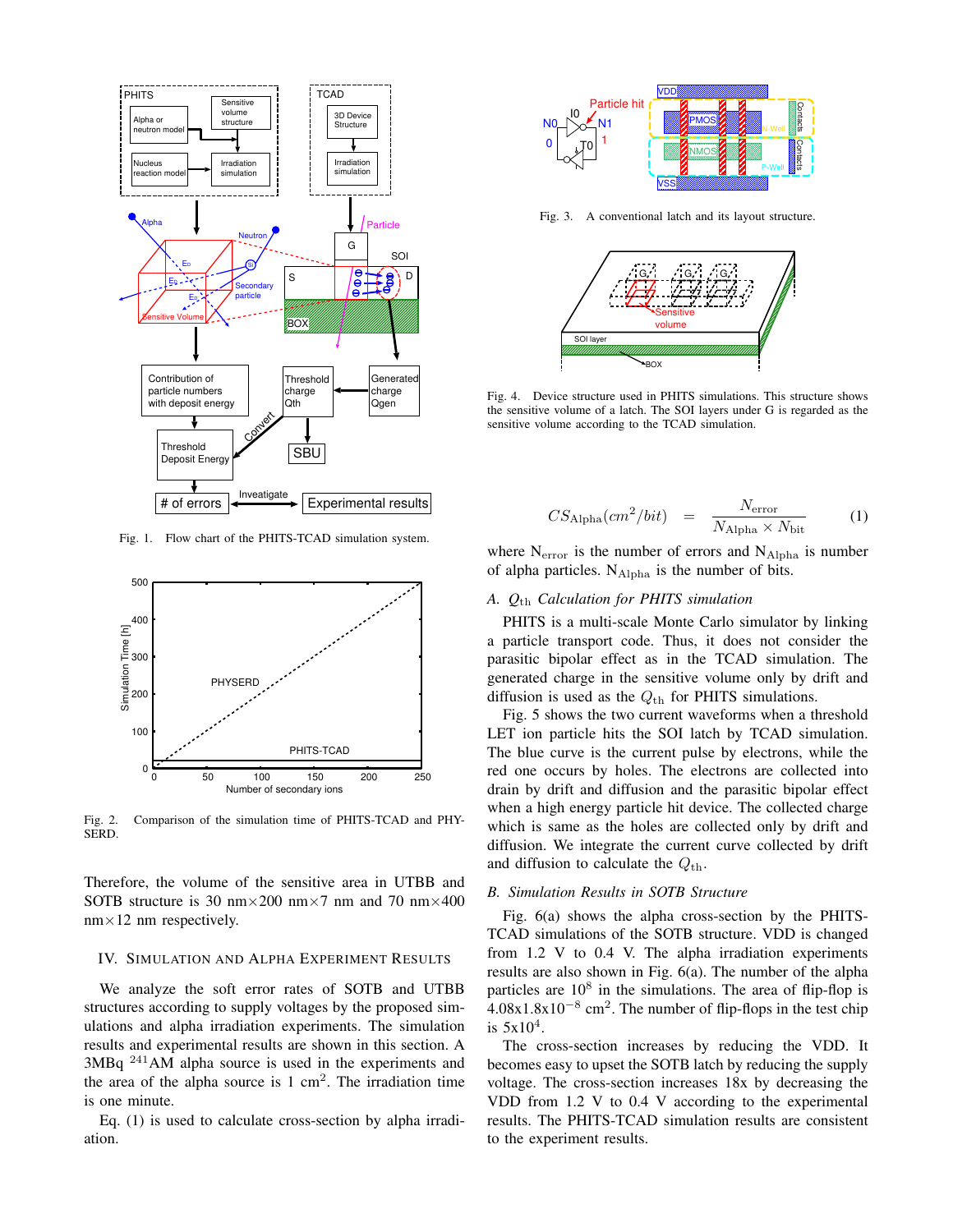Fig. 1. Flow chart of the PHITS-TCAD simulation system.

Fig. 2. Comparison of the simulation time of PHITS-TCAD and PHYSERD.

Therefore, the volume of the sensitive area in UTBB and SOTB structure is 30 nm×200 nm×7 nm and 70 nm×400 nm×12 nm respectively.

## IV. Simulation and Alpha Experiment Results

We analyze the soft error rates of SOTB and UTBB structures according to supply voltages by the proposed simulations and alpha irradiation experiments. The simulation results and experimental results are shown in this section. A 3MBq $^{241}$AM alpha source is used in the experiments and the area of the alpha source is 1 $cm^2$. The irradiation time is one minute.

Eq. (1) is used to calculate cross-section by alpha irradiation.

Fig. 3. A conventional latch and its layout structure.

Fig. 4. Device structure used in PHITS simulations. This structure shows the sensitive volume of a latch. The SOI layers under G is regarded as the sensitive volume according to the TCAD simulation.

$$CS_{\text{Alpha}}(cm^2/bit) = \frac{N_{\text{error}}}{N_{\text{Alpha}} \times N_{\text{bit}}} \quad (1)$$

where $N_{\text{error}}$ is the number of errors and $N_{\text{Alpha}}$ is number of alpha particles. $N_{\text{Alpha}}$ is the number of bits.

### A. $Q_{\text{th}}$ Calculation for PHITS simulation

PHITS is a multi-scale Monte Carlo simulator by linking a particle transport code. Thus, it does not consider the parasitic bipolar effect as in the TCAD simulation. The generated charge in the sensitive volume only by drift and diffusion is used as the $Q_{\text{th}}$ for PHITS simulations.

Fig. 5 shows the two current waveforms when a threshold LET ion particle hits the SOI latch by TCAD simulation. The blue curve is the current pulse by electrons, while the red one occurs by holes. The electrons are collected into drain by drift and diffusion and the parasitic bipolar effect when a high energy particle hit device. The collected charge which is same as the holes are collected only by drift and diffusion. We integrate the current curve collected by drift and diffusion to calculate the $Q_{\text{th}}$.

### B. Simulation Results in SOTB Structure

Fig. 6(a) shows the alpha cross-section by the PHITS-TCAD simulations of the SOTB structure. VDD is changed from 1.2 V to 0.4 V. The alpha irradiation experiments results are also shown in Fig. 6(a). The number of the alpha particles are $10^8$ in the simulations. The area of flip-flop is 4.08x1.8x$10^{-8}$ $cm^2$. The number of flip-flops in the test chip is 5x$10^4$.

The cross-section increases by reducing the VDD. It becomes easy to upset the SOTB latch by reducing the supply voltage. The cross-section increases 18x by decreasing the VDD from 1.2 V to 0.4 V according to the experimental results. The PHITS-TCAD simulation results are consistent to the experiment results.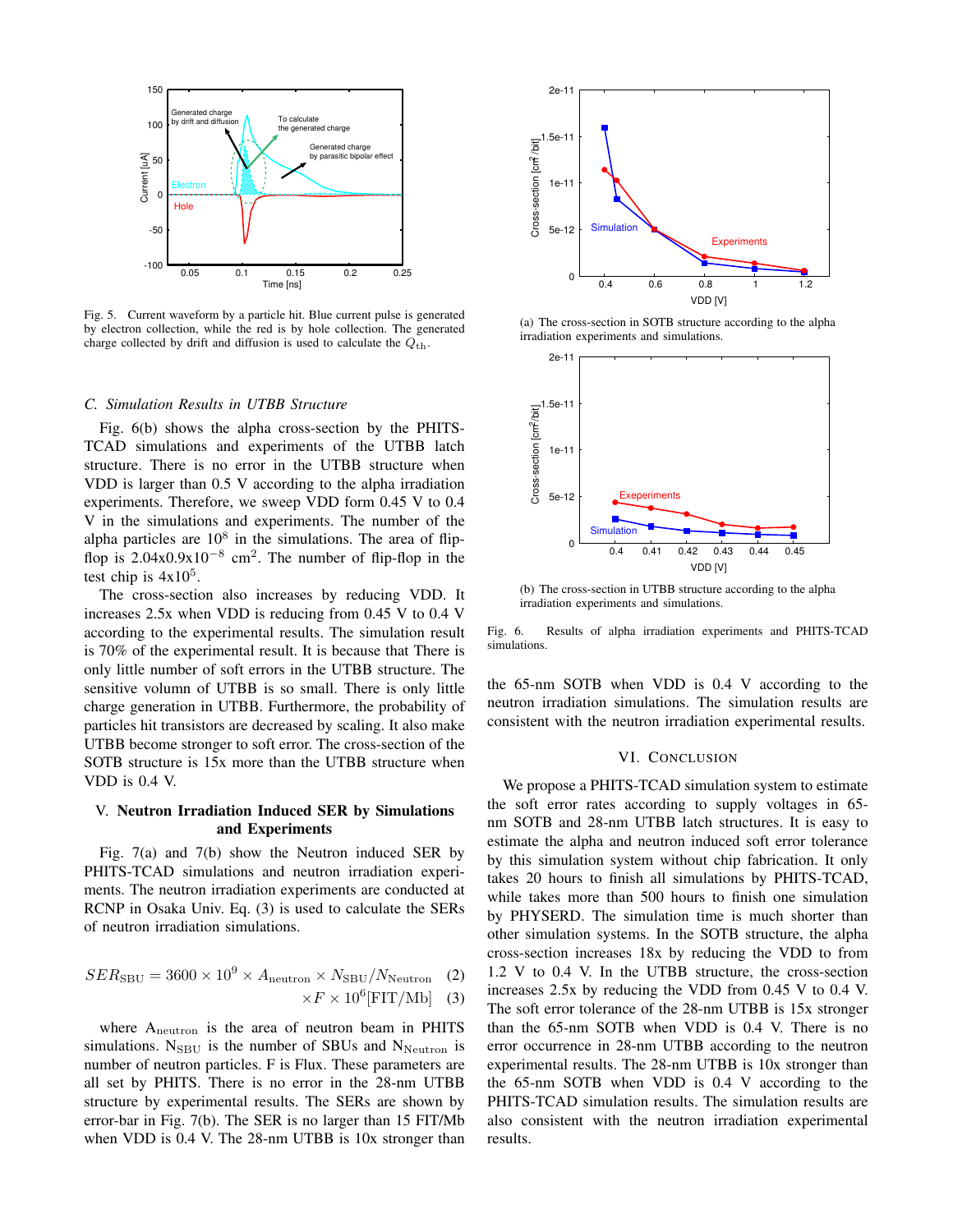Fig. 5. Current waveform by a particle hit. Blue current pulse is generated by electron collection, while the red is by hole collection. The generated charge collected by drift and diffusion is used to calculate the $Q_{\rm th}$.

### C. Simulation Results in UTBB Structure

Fig. 6(b) shows the alpha cross-section by the PHITS-TCAD simulations and experiments of the UTBB latch structure. There is no error in the UTBB structure when VDD is larger than 0.5 V according to the alpha irradiation experiments. Therefore, we sweep VDD form 0.45 V to 0.4 V in the simulations and experiments. The number of the alpha particles are $10^8$ in the simulations. The area of flip-flop is $2.04\text{x}0.9\text{x}10^{-8}$ cm$^2$. The number of flip-flop in the test chip is $4\text{x}10^5$.

The cross-section also increases by reducing VDD. It increases 2.5x when VDD is reducing from 0.45 V to 0.4 V according to the experimental results. The simulation result is 70% of the experimental result. It is because that There is only little number of soft errors in the UTBB structure. The sensitive volumn of UTBB is so small. There is only little charge generation in UTBB. Furthermore, the probability of particles hit transistors are decreased by scaling. It also make UTBB become stronger to soft error. The cross-section of the SOTB structure is 15x more than the UTBB structure when VDD is 0.4 V.

## V. Neutron Irradiation Induced SER by Simulations and Experiments

Fig. 7(a) and 7(b) show the Neutron induced SER by PHITS-TCAD simulations and neutron irradiation experiments. The neutron irradiation experiments are conducted at RCNP in Osaka Univ. Eq. (3) is used to calculate the SERs of neutron irradiation simulations.

$$SER_{\rm SBU} = 3600 \times 10^9 \times A_{\rm neutron} \times N_{\rm SBU}/N_{\rm Neutron} \quad (2)$$

$$\times F \times 10^6 [\text{FIT/Mb}] \quad (3)$$

where $A_{\rm neutron}$ is the area of neutron beam in PHITS simulations. $N_{\rm SBU}$ is the number of SBUs and $N_{\rm Neutron}$ is number of neutron particles. F is Flux. These parameters are all set by PHITS. There is no error in the 28-nm UTBB structure by experimental results. The SERs are shown by error-bar in Fig. 7(b). The SER is no larger than 15 FIT/Mb when VDD is 0.4 V. The 28-nm UTBB is 10x stronger than the 65-nm SOTB when VDD is 0.4 V according to the neutron irradiation simulations. The simulation results are consistent with the neutron irradiation experimental results.

(a) The cross-section in SOTB structure according to the alpha irradiation experiments and simulations.

(b) The cross-section in UTBB structure according to the alpha irradiation experiments and simulations.

Fig. 6. Results of alpha irradiation experiments and PHITS-TCAD simulations.

## VI. Conclusion

We propose a PHITS-TCAD simulation system to estimate the soft error rates according to supply voltages in 65-nm SOTB and 28-nm UTBB latch structures. It is easy to estimate the alpha and neutron induced soft error tolerance by this simulation system without chip fabrication. It only takes 20 hours to finish all simulations by PHITS-TCAD, while takes more than 500 hours to finish one simulation by PHYSERD. The simulation time is much shorter than other simulation systems. In the SOTB structure, the alpha cross-section increases 18x by reducing the VDD to from 1.2 V to 0.4 V. In the UTBB structure, the cross-section increases 2.5x by reducing the VDD from 0.45 V to 0.4 V. The soft error tolerance of the 28-nm UTBB is 15x stronger than the 65-nm SOTB when VDD is 0.4 V. There is no error occurrence in 28-nm UTBB according to the neutron experimental results. The 28-nm UTBB is 10x stronger than the 65-nm SOTB when VDD is 0.4 V according to the PHITS-TCAD simulation results. The simulation results are also consistent with the neutron irradiation experimental results.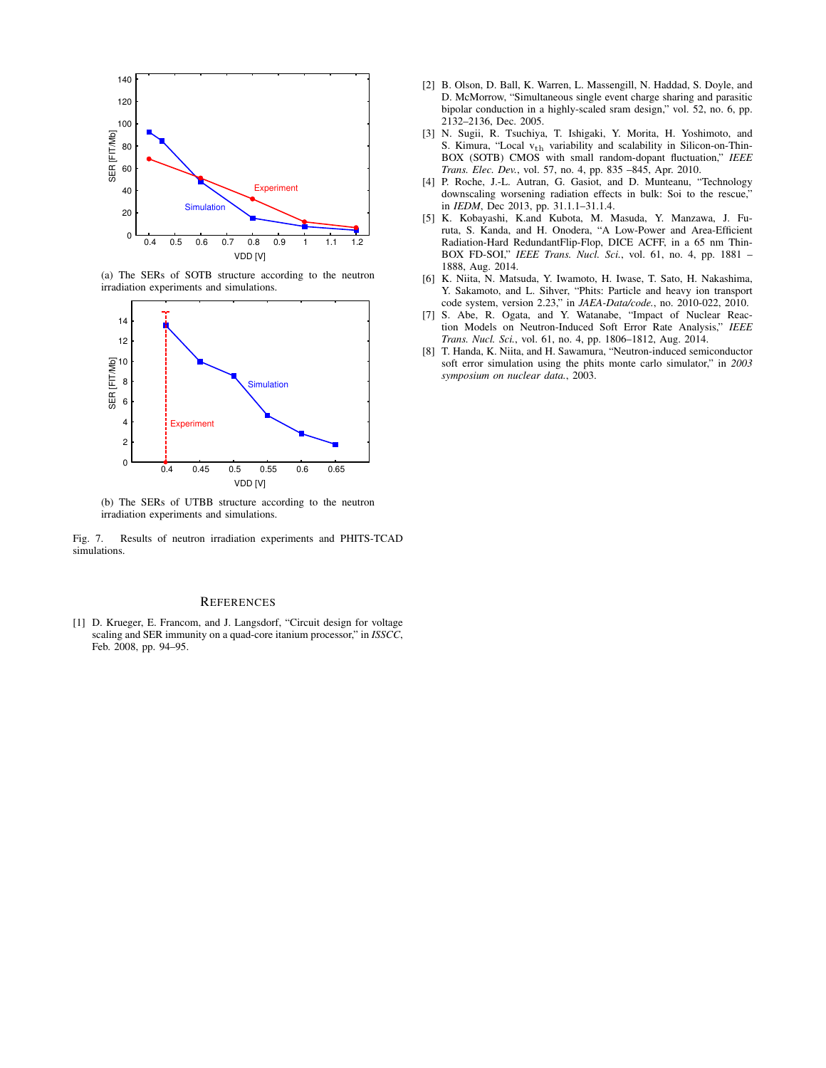140
120
100
80
60
40
20
0
SER [FIT/Mb]
0.4 0.5 0.6 0.7 0.8 0.9 1 1.1 1.2
VDD [V]
Experiment
Simulation

(a) The SERs of SOTB structure according to the neutron irradiation experiments and simulations.

14
12
10
8
6
4
2
0
SER [FIT/Mb]
0.4 0.45 0.5 0.55 0.6 0.65
VDD [V]
Simulation
Experiment

(b) The SERs of UTBB structure according to the neutron irradiation experiments and simulations.

Fig. 7. Results of neutron irradiation experiments and PHITS-TCAD simulations.

## REFERENCES

[1] D. Krueger, E. Francom, and J. Langsdorf, "Circuit design for voltage scaling and SER immunity on a quad-core itanium processor," in *ISSCC*, Feb. 2008, pp. 94–95.

[2] B. Olson, D. Ball, K. Warren, L. Massengill, N. Haddad, S. Doyle, and D. McMorrow, "Simultaneous single event charge sharing and parasitic bipolar conduction in a highly-scaled sram design," vol. 52, no. 6, pp. 2132–2136, Dec. 2005.

[3] N. Sugii, R. Tsuchiya, T. Ishigaki, Y. Morita, H. Yoshimoto, and S. Kimura, "Local $v_{th}$ variability and scalability in Silicon-on-Thin-BOX (SOTB) CMOS with small random-dopant fluctuation," *IEEE Trans. Elec. Dev.*, vol. 57, no. 4, pp. 835 –845, Apr. 2010.

[4] P. Roche, J.-L. Autran, G. Gasiot, and D. Munteanu, "Technology downscaling worsening radiation effects in bulk: Soi to the rescue," in *IEDM*, Dec 2013, pp. 31.1.1–31.1.4.

[5] K. Kobayashi, K.and Kubota, M. Masuda, Y. Manzawa, J. Furuta, S. Kanda, and H. Onodera, "A Low-Power and Area-Efficient Radiation-Hard RedundantFlip-Flop, DICE ACFF, in a 65 nm Thin-BOX FD-SOI," *IEEE Trans. Nucl. Sci.*, vol. 61, no. 4, pp. 1881 – 1888, Aug. 2014.

[6] K. Niita, N. Matsuda, Y. Iwamoto, H. Iwase, T. Sato, H. Nakashima, Y. Sakamoto, and L. Sihver, "Phits: Particle and heavy ion transport code system, version 2.23," in *JAEA-Data/code.*, no. 2010-022, 2010.

[7] S. Abe, R. Ogata, and Y. Watanabe, "Impact of Nuclear Reaction Models on Neutron-Induced Soft Error Rate Analysis," *IEEE Trans. Nucl. Sci.*, vol. 61, no. 4, pp. 1806–1812, Aug. 2014.

[8] T. Handa, K. Niita, and H. Sawamura, "Neutron-induced semiconductor soft error simulation using the phits monte carlo simulator," in *2003 symposium on nuclear data.*, 2003.